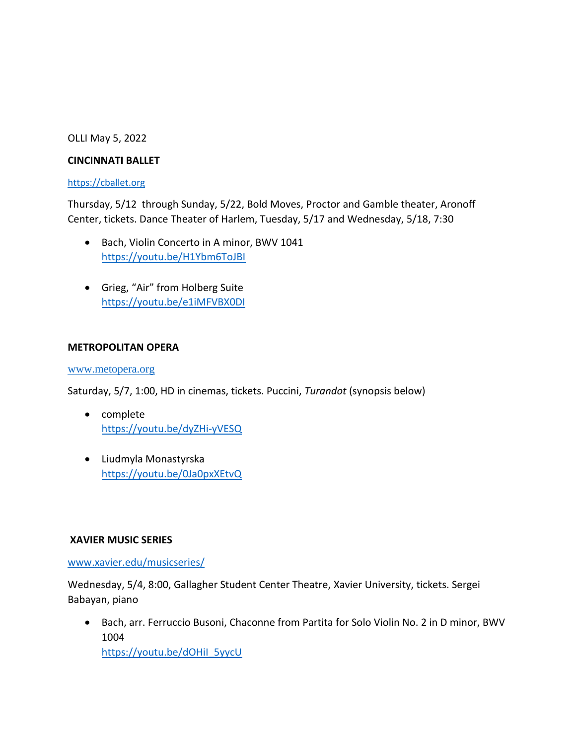OLLI May 5, 2022

**CINCINNATI BALLET**

https://cballet.org

Thursday, 5/12 through Sunday, 5/22, Bold Moves, Proctor and Gamble theater, Aronoff Center, tickets. Dance Theater of Harlem, Tuesday, 5/17 and Wednesday, 5/18, 7:30

- Bach, Violin Concerto in A minor, BWV 1041
  https://youtu.be/H1Ybm6ToJBI

- Grieg, "Air" from Holberg Suite
  https://youtu.be/e1iMFVBX0DI

**METROPOLITAN OPERA**

www.metopera.org

Saturday, 5/7, 1:00, HD in cinemas, tickets. Puccini, *Turandot* (synopsis below)

- complete
  https://youtu.be/dyZHi-yVESQ

- Liudmyla Monastyrska
  https://youtu.be/0Ja0pxXEtvQ

**XAVIER MUSIC SERIES**

www.xavier.edu/musicseries/

Wednesday, 5/4, 8:00, Gallagher Student Center Theatre, Xavier University, tickets. Sergei Babayan, piano

- Bach, arr. Ferruccio Busoni, Chaconne from Partita for Solo Violin No. 2 in D minor, BWV 1004
  https://youtu.be/dOHiI_5yycU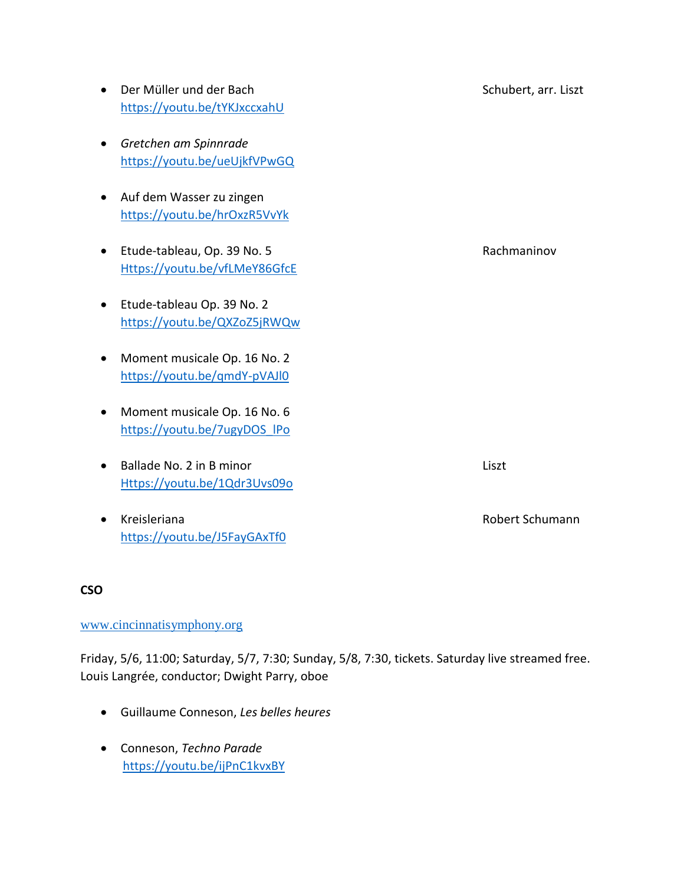- Der Müller und der Bach — Schubert, arr. Liszt
  https://youtu.be/tYKJxccxahU

- *Gretchen am Spinnrade*
  https://youtu.be/ueUjkfVPwGQ

- Auf dem Wasser zu zingen
  https://youtu.be/hrOxzR5VvYk

- Etude-tableau, Op. 39 No. 5 — Rachmaninov
  Https://youtu.be/vfLMeY86GfcE

- Etude-tableau Op. 39 No. 2
  https://youtu.be/QXZoZ5jRWQw

- Moment musicale Op. 16 No. 2
  https://youtu.be/qmdY-pVAJl0

- Moment musicale Op. 16 No. 6
  https://youtu.be/7ugyDOS_lPo

- Ballade No. 2 in B minor — Liszt
  Https://youtu.be/1Qdr3Uvs09o

- Kreisleriana — Robert Schumann
  https://youtu.be/J5FayGAxTf0

**CSO**

www.cincinnatisymphony.org

Friday, 5/6, 11:00; Saturday, 5/7, 7:30; Sunday, 5/8, 7:30, tickets. Saturday live streamed free.
Louis Langrée, conductor; Dwight Parry, oboe

- Guillaume Conneson, *Les belles heures*

- Conneson, *Techno Parade*
  https://youtu.be/ijPnC1kvxBY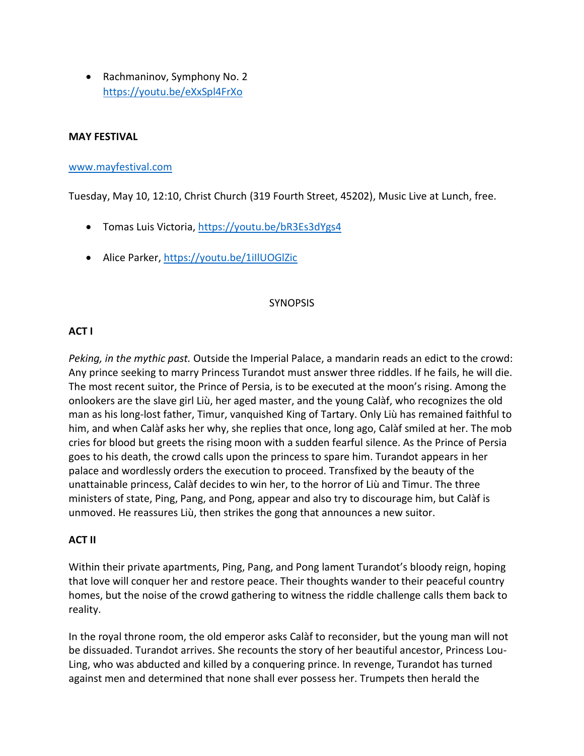- Rachmaninov, Symphony No. 2 https://youtu.be/eXxSpl4FrXo

**MAY FESTIVAL**

www.mayfestival.com

Tuesday, May 10, 12:10, Christ Church (319 Fourth Street, 45202), Music Live at Lunch, free.

- Tomas Luis Victoria, https://youtu.be/bR3Es3dYgs4
- Alice Parker, https://youtu.be/1illUOGlZic

SYNOPSIS

**ACT I**

*Peking, in the mythic past.* Outside the Imperial Palace, a mandarin reads an edict to the crowd: Any prince seeking to marry Princess Turandot must answer three riddles. If he fails, he will die. The most recent suitor, the Prince of Persia, is to be executed at the moon's rising. Among the onlookers are the slave girl Liù, her aged master, and the young Calàf, who recognizes the old man as his long-lost father, Timur, vanquished King of Tartary. Only Liù has remained faithful to him, and when Calàf asks her why, she replies that once, long ago, Calàf smiled at her. The mob cries for blood but greets the rising moon with a sudden fearful silence. As the Prince of Persia goes to his death, the crowd calls upon the princess to spare him. Turandot appears in her palace and wordlessly orders the execution to proceed. Transfixed by the beauty of the unattainable princess, Calàf decides to win her, to the horror of Liù and Timur. The three ministers of state, Ping, Pang, and Pong, appear and also try to discourage him, but Calàf is unmoved. He reassures Liù, then strikes the gong that announces a new suitor.

**ACT II**

Within their private apartments, Ping, Pang, and Pong lament Turandot's bloody reign, hoping that love will conquer her and restore peace. Their thoughts wander to their peaceful country homes, but the noise of the crowd gathering to witness the riddle challenge calls them back to reality.

In the royal throne room, the old emperor asks Calàf to reconsider, but the young man will not be dissuaded. Turandot arrives. She recounts the story of her beautiful ancestor, Princess Lou-Ling, who was abducted and killed by a conquering prince. In revenge, Turandot has turned against men and determined that none shall ever possess her. Trumpets then herald the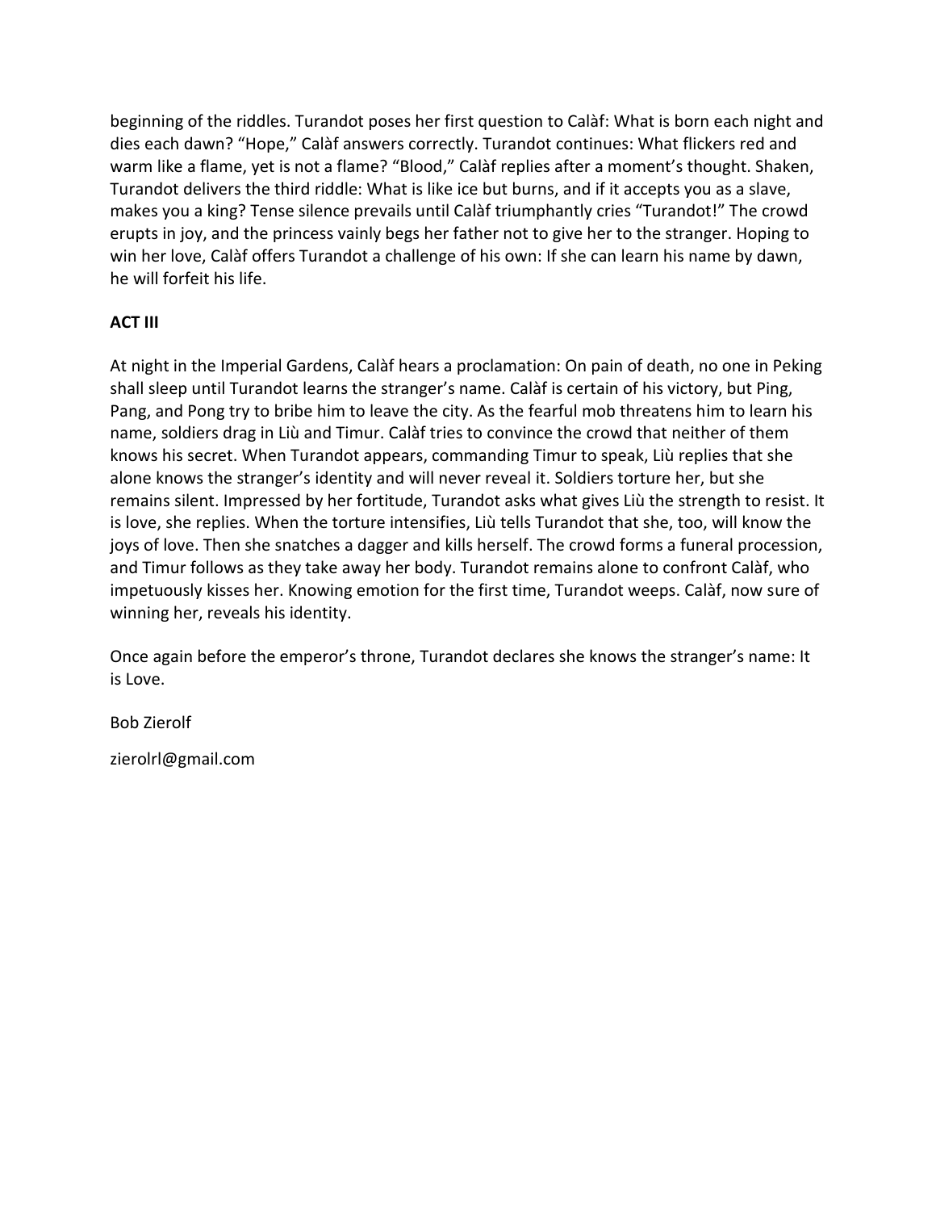beginning of the riddles. Turandot poses her first question to Calàf: What is born each night and dies each dawn? “Hope,” Calàf answers correctly. Turandot continues: What flickers red and warm like a flame, yet is not a flame? “Blood,” Calàf replies after a moment’s thought. Shaken, Turandot delivers the third riddle: What is like ice but burns, and if it accepts you as a slave, makes you a king? Tense silence prevails until Calàf triumphantly cries “Turandot!” The crowd erupts in joy, and the princess vainly begs her father not to give her to the stranger. Hoping to win her love, Calàf offers Turandot a challenge of his own: If she can learn his name by dawn, he will forfeit his life.

**ACT III**

At night in the Imperial Gardens, Calàf hears a proclamation: On pain of death, no one in Peking shall sleep until Turandot learns the stranger’s name. Calàf is certain of his victory, but Ping, Pang, and Pong try to bribe him to leave the city. As the fearful mob threatens him to learn his name, soldiers drag in Liù and Timur. Calàf tries to convince the crowd that neither of them knows his secret. When Turandot appears, commanding Timur to speak, Liù replies that she alone knows the stranger’s identity and will never reveal it. Soldiers torture her, but she remains silent. Impressed by her fortitude, Turandot asks what gives Liù the strength to resist. It is love, she replies. When the torture intensifies, Liù tells Turandot that she, too, will know the joys of love. Then she snatches a dagger and kills herself. The crowd forms a funeral procession, and Timur follows as they take away her body. Turandot remains alone to confront Calàf, who impetuously kisses her. Knowing emotion for the first time, Turandot weeps. Calàf, now sure of winning her, reveals his identity.

Once again before the emperor’s throne, Turandot declares she knows the stranger’s name: It is Love.

Bob Zierolf

zierolrl@gmail.com